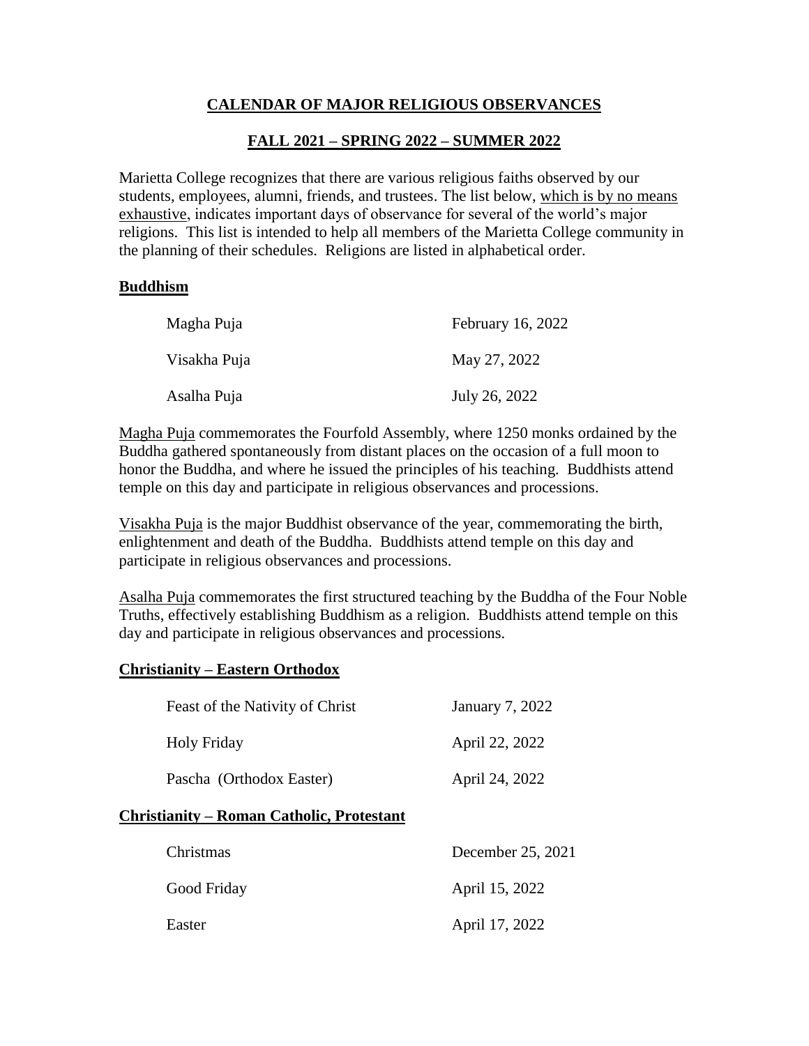# CALENDAR OF MAJOR RELIGIOUS OBSERVANCES

## FALL 2021 – SPRING 2022 – SUMMER 2022

Marietta College recognizes that there are various religious faiths observed by our students, employees, alumni, friends, and trustees. The list below, which is by no means exhaustive, indicates important days of observance for several of the world's major religions. This list is intended to help all members of the Marietta College community in the planning of their schedules. Religions are listed in alphabetical order.

### Buddhism

| | |
|---|---|
| Magha Puja | February 16, 2022 |
| Visakha Puja | May 27, 2022 |
| Asalha Puja | July 26, 2022 |

Magha Puja commemorates the Fourfold Assembly, where 1250 monks ordained by the Buddha gathered spontaneously from distant places on the occasion of a full moon to honor the Buddha, and where he issued the principles of his teaching. Buddhists attend temple on this day and participate in religious observances and processions.

Visakha Puja is the major Buddhist observance of the year, commemorating the birth, enlightenment and death of the Buddha. Buddhists attend temple on this day and participate in religious observances and processions.

Asalha Puja commemorates the first structured teaching by the Buddha of the Four Noble Truths, effectively establishing Buddhism as a religion. Buddhists attend temple on this day and participate in religious observances and processions.

### Christianity – Eastern Orthodox

| | |
|---|---|
| Feast of the Nativity of Christ | January 7, 2022 |
| Holy Friday | April 22, 2022 |
| Pascha (Orthodox Easter) | April 24, 2022 |

### Christianity – Roman Catholic, Protestant

| | |
|---|---|
| Christmas | December 25, 2021 |
| Good Friday | April 15, 2022 |
| Easter | April 17, 2022 |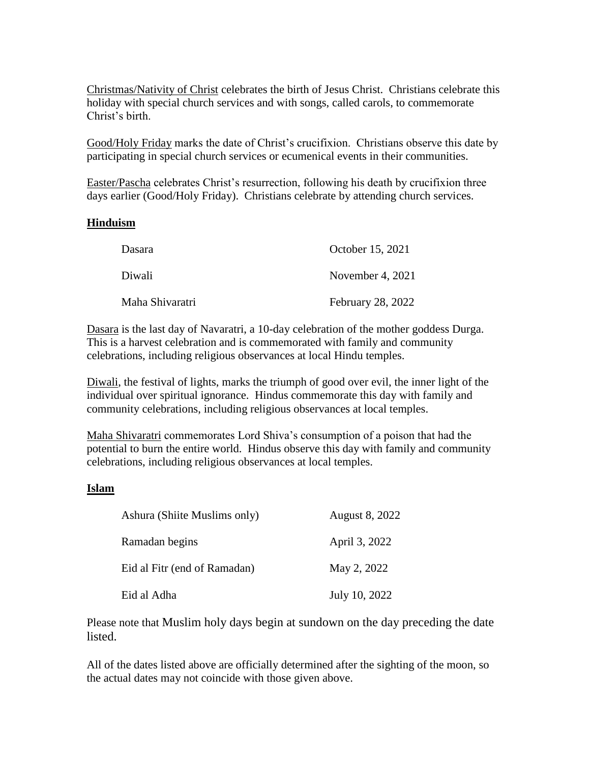Christmas/Nativity of Christ celebrates the birth of Jesus Christ. Christians celebrate this holiday with special church services and with songs, called carols, to commemorate Christ's birth.

Good/Holy Friday marks the date of Christ's crucifixion. Christians observe this date by participating in special church services or ecumenical events in their communities.

Easter/Pascha celebrates Christ's resurrection, following his death by crucifixion three days earlier (Good/Holy Friday). Christians celebrate by attending church services.

## Hinduism

| | |
|---|---|
| Dasara | October 15, 2021 |
| Diwali | November 4, 2021 |
| Maha Shivaratri | February 28, 2022 |

Dasara is the last day of Navaratri, a 10-day celebration of the mother goddess Durga. This is a harvest celebration and is commemorated with family and community celebrations, including religious observances at local Hindu temples.

Diwali, the festival of lights, marks the triumph of good over evil, the inner light of the individual over spiritual ignorance. Hindus commemorate this day with family and community celebrations, including religious observances at local temples.

Maha Shivaratri commemorates Lord Shiva's consumption of a poison that had the potential to burn the entire world. Hindus observe this day with family and community celebrations, including religious observances at local temples.

## Islam

| | |
|---|---|
| Ashura (Shiite Muslims only) | August 8, 2022 |
| Ramadan begins | April 3, 2022 |
| Eid al Fitr (end of Ramadan) | May 2, 2022 |
| Eid al Adha | July 10, 2022 |

Please note that Muslim holy days begin at sundown on the day preceding the date listed.

All of the dates listed above are officially determined after the sighting of the moon, so the actual dates may not coincide with those given above.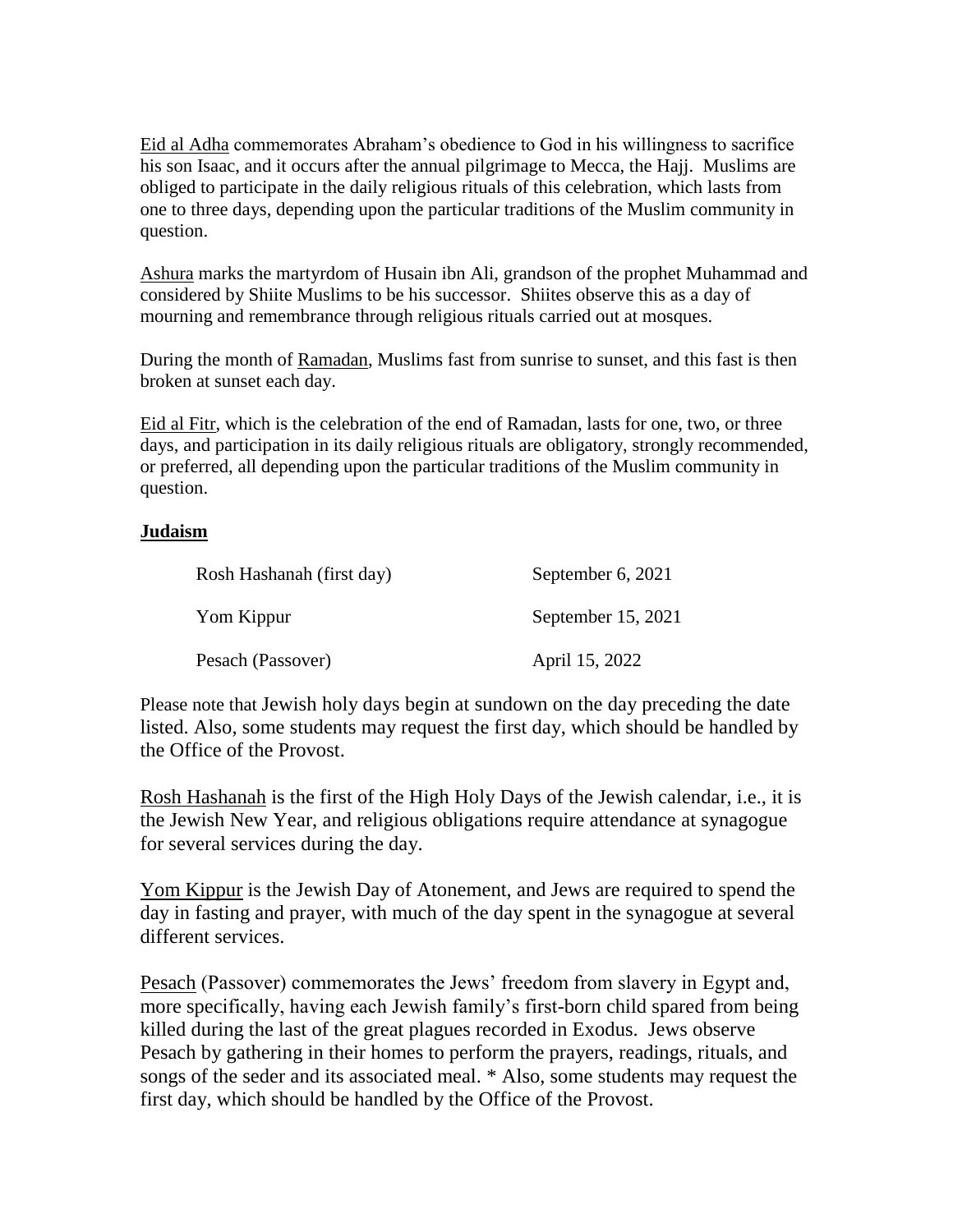Eid al Adha commemorates Abraham's obedience to God in his willingness to sacrifice his son Isaac, and it occurs after the annual pilgrimage to Mecca, the Hajj. Muslims are obliged to participate in the daily religious rituals of this celebration, which lasts from one to three days, depending upon the particular traditions of the Muslim community in question.

Ashura marks the martyrdom of Husain ibn Ali, grandson of the prophet Muhammad and considered by Shiite Muslims to be his successor. Shiites observe this as a day of mourning and remembrance through religious rituals carried out at mosques.

During the month of Ramadan, Muslims fast from sunrise to sunset, and this fast is then broken at sunset each day.

Eid al Fitr, which is the celebration of the end of Ramadan, lasts for one, two, or three days, and participation in its daily religious rituals are obligatory, strongly recommended, or preferred, all depending upon the particular traditions of the Muslim community in question.

**Judaism**

| | |
|---|---|
| Rosh Hashanah (first day) | September 6, 2021 |
| Yom Kippur | September 15, 2021 |
| Pesach (Passover) | April 15, 2022 |

Please note that Jewish holy days begin at sundown on the day preceding the date listed. Also, some students may request the first day, which should be handled by the Office of the Provost.

Rosh Hashanah is the first of the High Holy Days of the Jewish calendar, i.e., it is the Jewish New Year, and religious obligations require attendance at synagogue for several services during the day.

Yom Kippur is the Jewish Day of Atonement, and Jews are required to spend the day in fasting and prayer, with much of the day spent in the synagogue at several different services.

Pesach (Passover) commemorates the Jews' freedom from slavery in Egypt and, more specifically, having each Jewish family's first-born child spared from being killed during the last of the great plagues recorded in Exodus. Jews observe Pesach by gathering in their homes to perform the prayers, readings, rituals, and songs of the seder and its associated meal. * Also, some students may request the first day, which should be handled by the Office of the Provost.